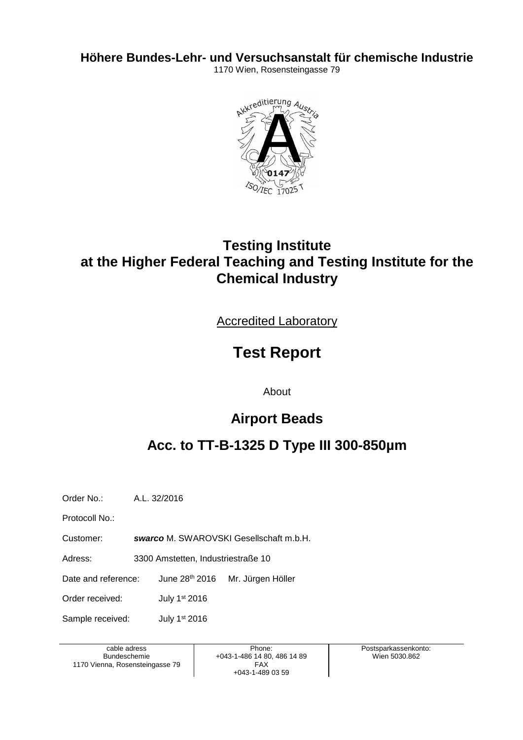**Höhere Bundes-Lehr- und Versuchsanstalt für chemische Industrie**

1170 Wien, Rosensteingasse 79

# Testing Institute at the Higher Federal Teaching and Testing Institute for the Chemical Industry

Accredited Laboratory

# Test Report

About

## Airport Beads

## Acc. to TT-B-1325 D Type III 300-850µm

Order No.: A.L. 32/2016

Protocoll No.:

Customer: ***swarco*** M. SWAROVSKI Gesellschaft m.b.H.

Adress: 3300 Amstetten, Industriestraße 10

Date and reference: June 28th 2016 Mr. Jürgen Höller

Order received: July 1st 2016

Sample received: July 1st 2016

| cable adress<br>Bundeschemie<br>1170 Vienna, Rosensteingasse 79 | Phone:<br>+043-1-486 14 80, 486 14 89<br>FAX<br>+043-1-489 03 59 | Postsparkassenkonto:<br>Wien 5030.862 |
|---|---|---|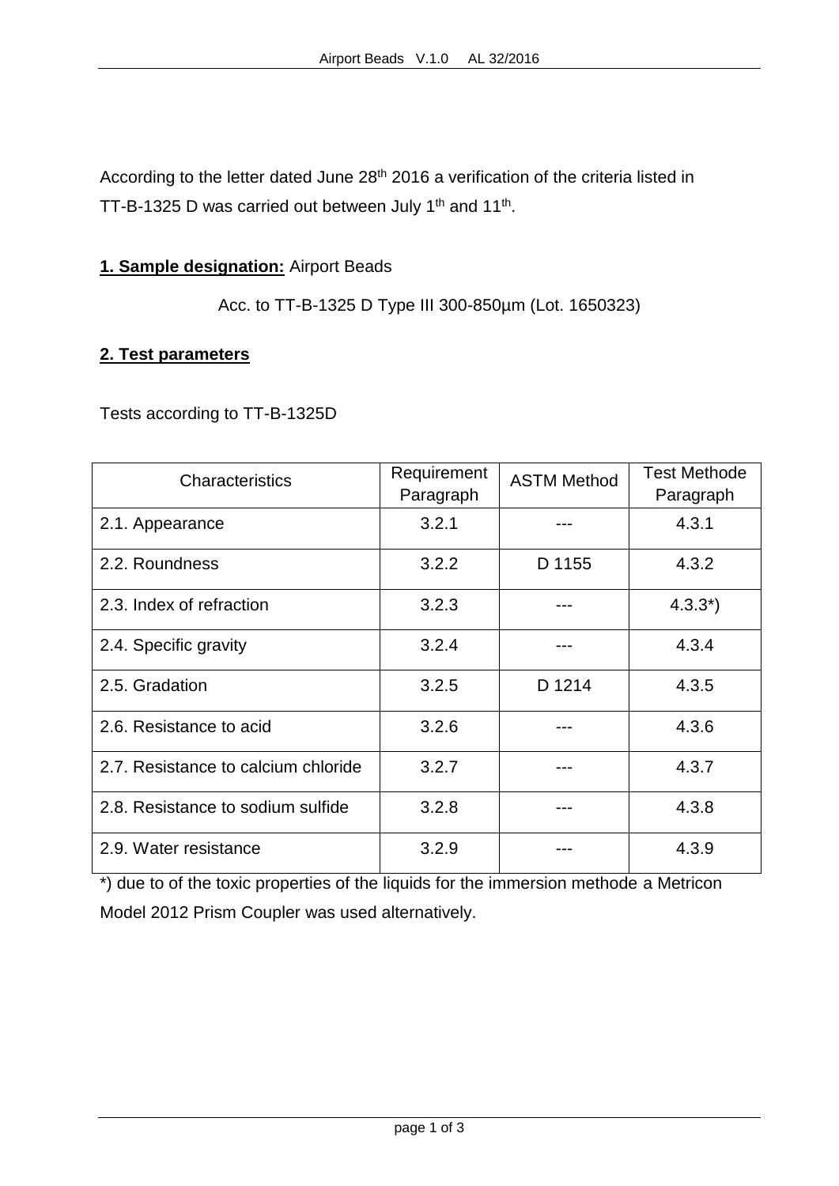According to the letter dated June 28th 2016 a verification of the criteria listed in TT-B-1325 D was carried out between July 1th and 11th.

**1. Sample designation:** Airport Beads

Acc. to TT-B-1325 D Type III 300-850µm (Lot. 1650323)

**2. Test parameters**

Tests according to TT-B-1325D

| Characteristics | Requirement Paragraph | ASTM Method | Test Methode Paragraph |
|---|---|---|---|
| 2.1. Appearance | 3.2.1 | --- | 4.3.1 |
| 2.2. Roundness | 3.2.2 | D 1155 | 4.3.2 |
| 2.3. Index of refraction | 3.2.3 | --- | 4.3.3*) |
| 2.4. Specific gravity | 3.2.4 | --- | 4.3.4 |
| 2.5. Gradation | 3.2.5 | D 1214 | 4.3.5 |
| 2.6. Resistance to acid | 3.2.6 | --- | 4.3.6 |
| 2.7. Resistance to calcium chloride | 3.2.7 | --- | 4.3.7 |
| 2.8. Resistance to sodium sulfide | 3.2.8 | --- | 4.3.8 |
| 2.9. Water resistance | 3.2.9 | --- | 4.3.9 |

*) due to of the toxic properties of the liquids for the immersion methode a Metricon Model 2012 Prism Coupler was used alternatively.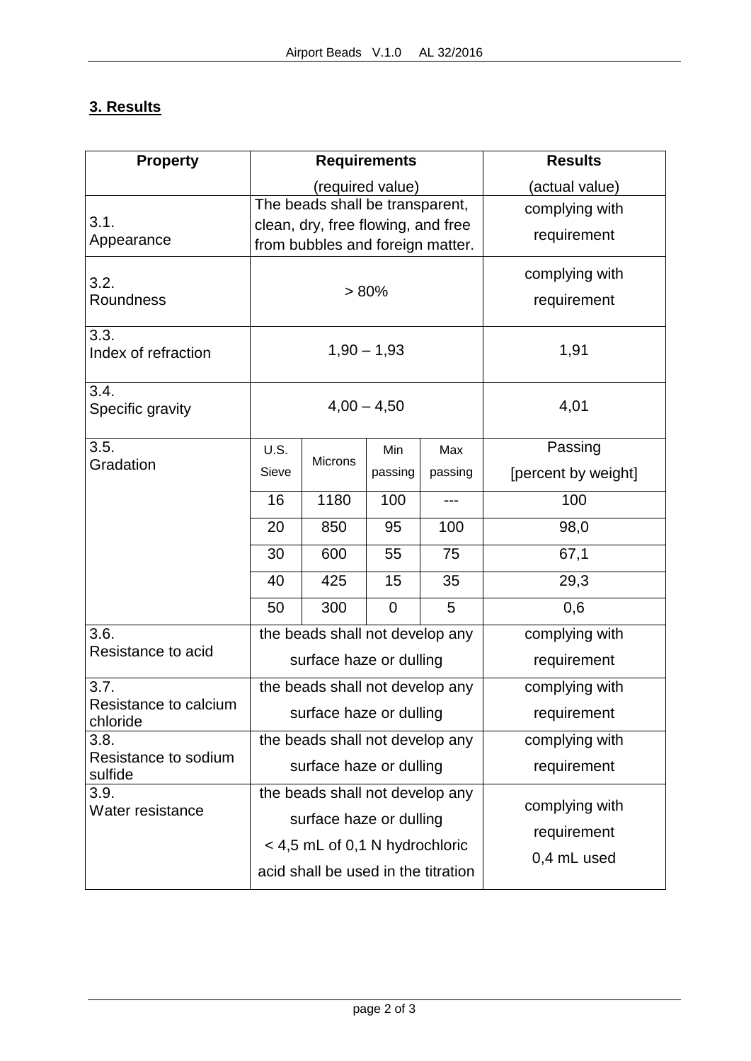## 3. Results

| Property | Requirements (required value) | | | | Results (actual value) |
|---|---|---|---|---|---|
| 3.1. Appearance | The beads shall be transparent, clean, dry, free flowing, and free from bubbles and foreign matter. | | | | complying with requirement |
| 3.2. Roundness | > 80% | | | | complying with requirement |
| 3.3. Index of refraction | 1,90 – 1,93 | | | | 1,91 |
| 3.4. Specific gravity | 4,00 – 4,50 | | | | 4,01 |
| 3.5. Gradation | U.S. Sieve | Microns | Min passing | Max passing | Passing [percent by weight] |
| | 16 | 1180 | 100 | --- | 100 |
| | 20 | 850 | 95 | 100 | 98,0 |
| | 30 | 600 | 55 | 75 | 67,1 |
| | 40 | 425 | 15 | 35 | 29,3 |
| | 50 | 300 | 0 | 5 | 0,6 |
| 3.6. Resistance to acid | the beads shall not develop any surface haze or dulling | | | | complying with requirement |
| 3.7. Resistance to calcium chloride | the beads shall not develop any surface haze or dulling | | | | complying with requirement |
| 3.8. Resistance to sodium sulfide | the beads shall not develop any surface haze or dulling | | | | complying with requirement |
| 3.9. Water resistance | the beads shall not develop any surface haze or dulling < 4,5 mL of 0,1 N hydrochloric acid shall be used in the titration | | | | complying with requirement 0,4 mL used |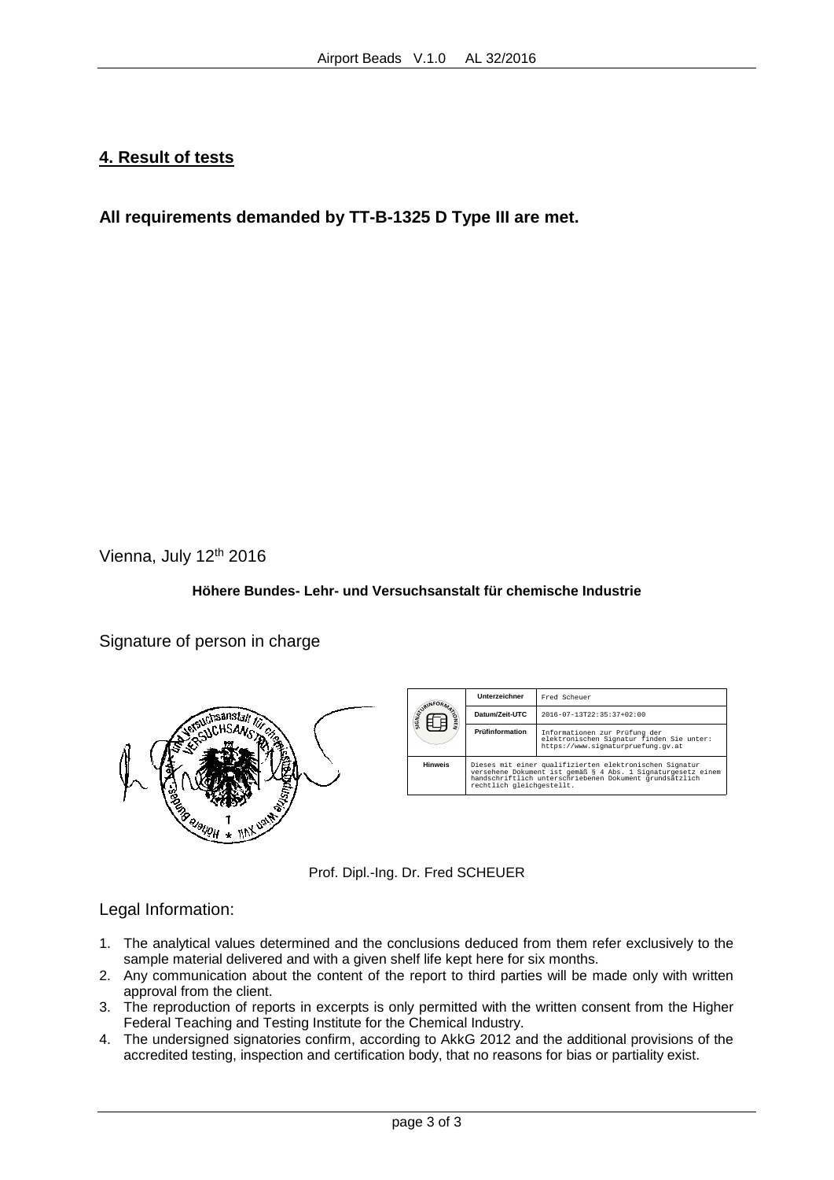## 4. Result of tests

**All requirements demanded by TT-B-1325 D Type III are met.**

Vienna, July 12th 2016

**Höhere Bundes- Lehr- und Versuchsanstalt für chemische Industrie**

Signature of person in charge

| | | |
|---|---|---|
| | **Unterzeichner** | Fred Scheuer |
| | **Datum/Zeit-UTC** | 2016-07-13T22:35:37+02:00 |
| | **Prüfinformation** | Informationen zur Prüfung der elektronischen Signatur finden Sie unter: https://www.signaturpruefung.gv.at |
| **Hinweis** | Dieses mit einer qualifizierten elektronischen Signatur versehene Dokument ist gemäß § 4 Abs. 1 Signaturgesetz einem handschriftlich unterschriebenen Dokument grundsätzlich rechtlich gleichgestellt. | |

Prof. Dipl.-Ing. Dr. Fred SCHEUER

Legal Information:

1. The analytical values determined and the conclusions deduced from them refer exclusively to the sample material delivered and with a given shelf life kept here for six months.
2. Any communication about the content of the report to third parties will be made only with written approval from the client.
3. The reproduction of reports in excerpts is only permitted with the written consent from the Higher Federal Teaching and Testing Institute for the Chemical Industry.
4. The undersigned signatories confirm, according to AkkG 2012 and the additional provisions of the accredited testing, inspection and certification body, that no reasons for bias or partiality exist.